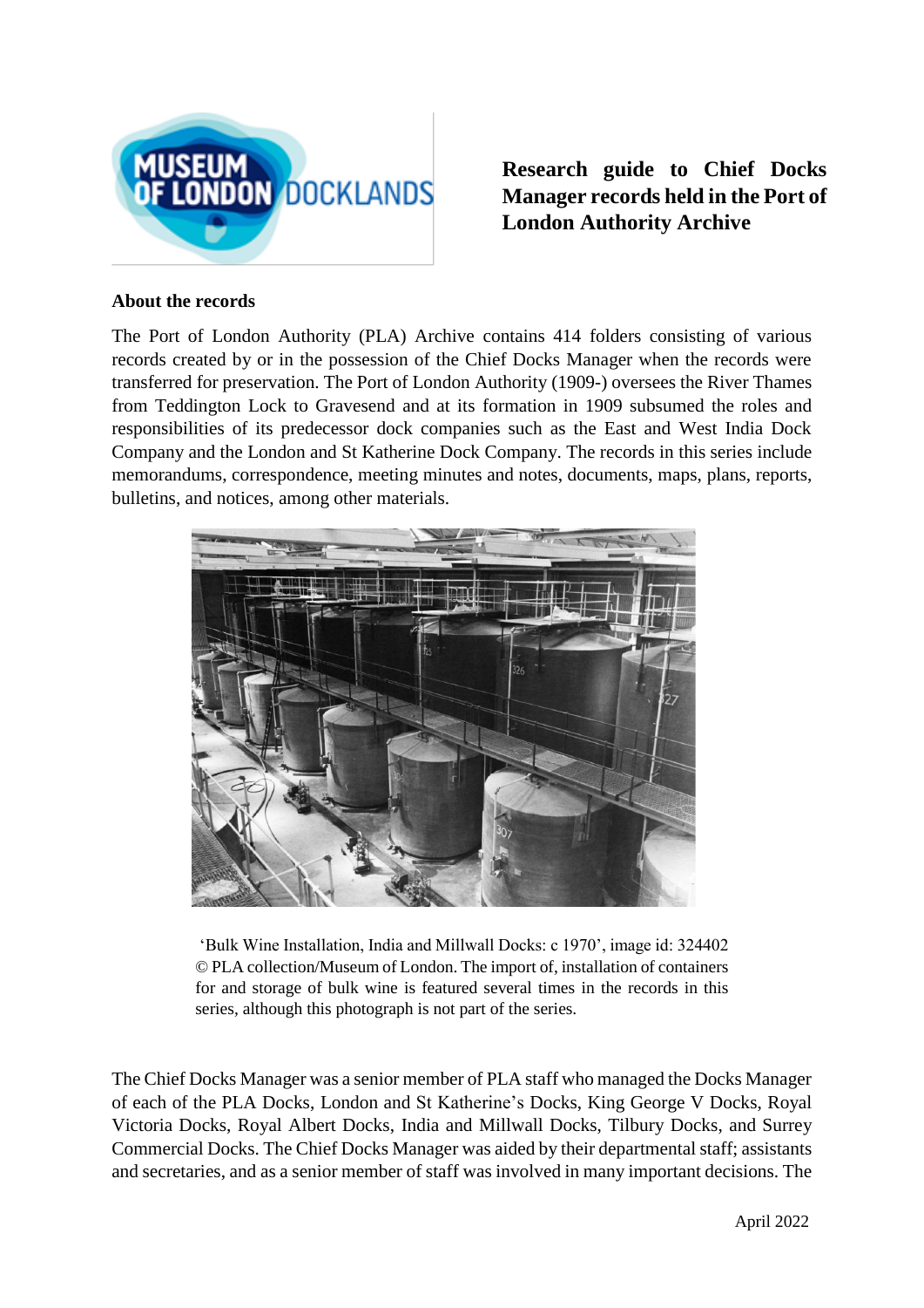# Research guide to Chief Docks Manager records held in the Port of London Authority Archive

## About the records

The Port of London Authority (PLA) Archive contains 414 folders consisting of various records created by or in the possession of the Chief Docks Manager when the records were transferred for preservation. The Port of London Authority (1909-) oversees the River Thames from Teddington Lock to Gravesend and at its formation in 1909 subsumed the roles and responsibilities of its predecessor dock companies such as the East and West India Dock Company and the London and St Katherine Dock Company. The records in this series include memorandums, correspondence, meeting minutes and notes, documents, maps, plans, reports, bulletins, and notices, among other materials.

'Bulk Wine Installation, India and Millwall Docks: c 1970', image id: 324402 © PLA collection/Museum of London. The import of, installation of containers for and storage of bulk wine is featured several times in the records in this series, although this photograph is not part of the series.

The Chief Docks Manager was a senior member of PLA staff who managed the Docks Manager of each of the PLA Docks, London and St Katherine's Docks, King George V Docks, Royal Victoria Docks, Royal Albert Docks, India and Millwall Docks, Tilbury Docks, and Surrey Commercial Docks. The Chief Docks Manager was aided by their departmental staff; assistants and secretaries, and as a senior member of staff was involved in many important decisions. The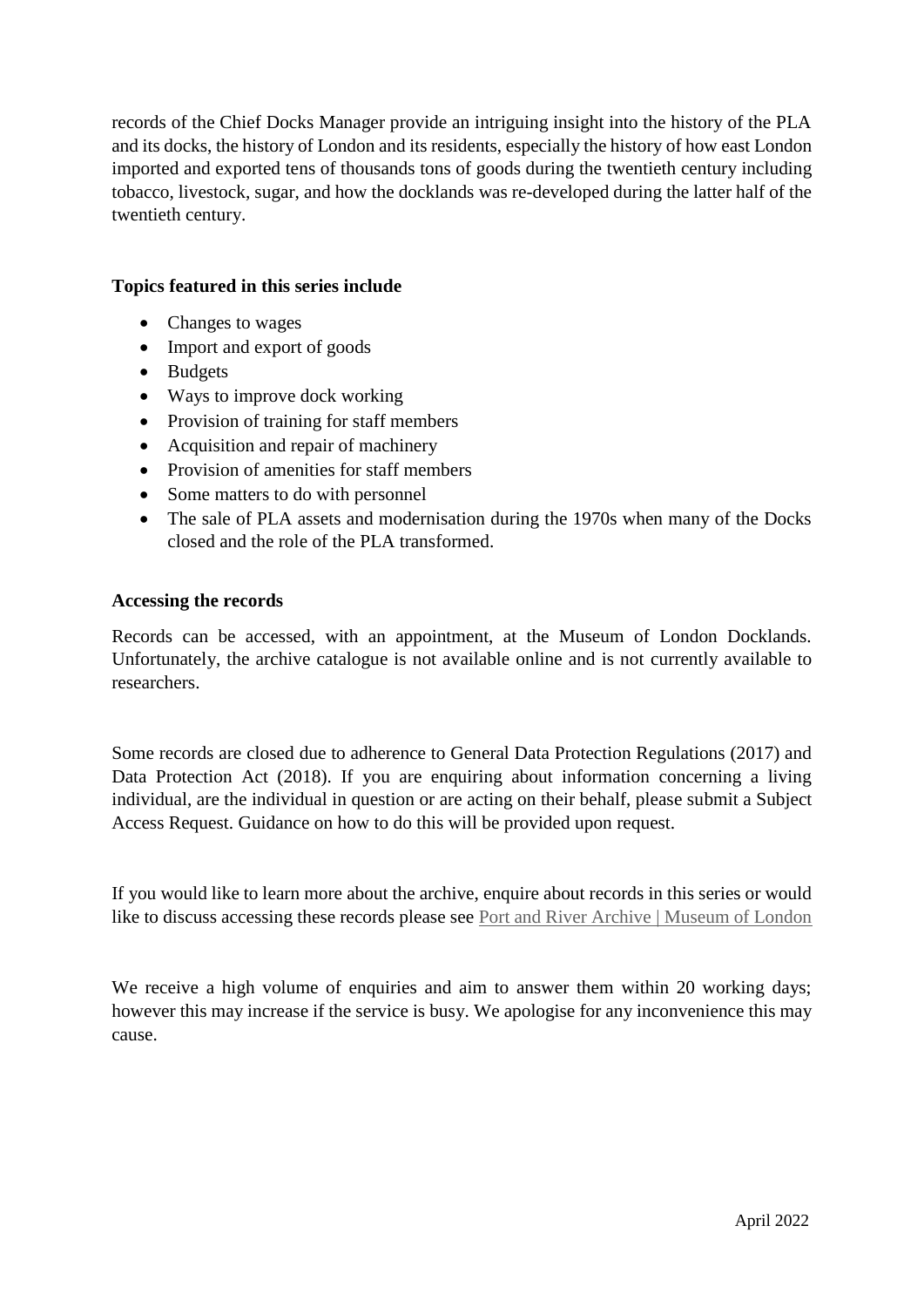records of the Chief Docks Manager provide an intriguing insight into the history of the PLA and its docks, the history of London and its residents, especially the history of how east London imported and exported tens of thousands tons of goods during the twentieth century including tobacco, livestock, sugar, and how the docklands was re-developed during the latter half of the twentieth century.

**Topics featured in this series include**

- Changes to wages
- Import and export of goods
- Budgets
- Ways to improve dock working
- Provision of training for staff members
- Acquisition and repair of machinery
- Provision of amenities for staff members
- Some matters to do with personnel
- The sale of PLA assets and modernisation during the 1970s when many of the Docks closed and the role of the PLA transformed.

**Accessing the records**

Records can be accessed, with an appointment, at the Museum of London Docklands. Unfortunately, the archive catalogue is not available online and is not currently available to researchers.

Some records are closed due to adherence to General Data Protection Regulations (2017) and Data Protection Act (2018). If you are enquiring about information concerning a living individual, are the individual in question or are acting on their behalf, please submit a Subject Access Request. Guidance on how to do this will be provided upon request.

If you would like to learn more about the archive, enquire about records in this series or would like to discuss accessing these records please see Port and River Archive | Museum of London

We receive a high volume of enquiries and aim to answer them within 20 working days; however this may increase if the service is busy. We apologise for any inconvenience this may cause.

April 2022